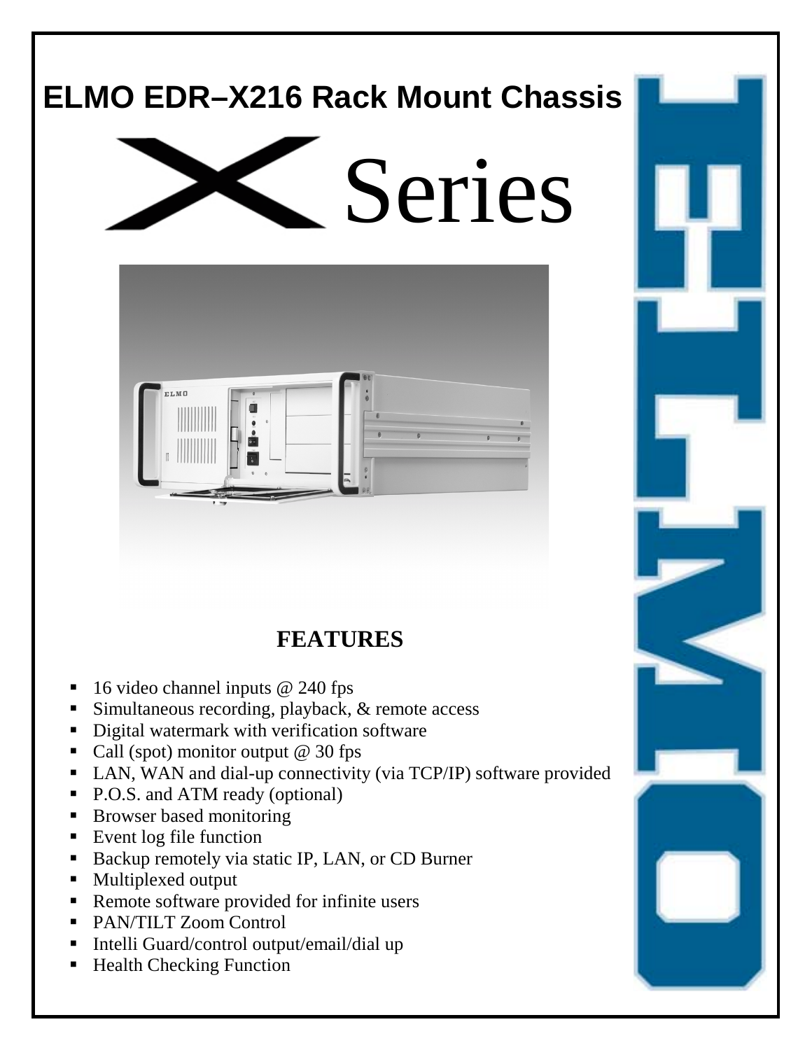# ELMO EDR–X216 Rack Mount Chassis

X Series

## FEATURES

- 16 video channel inputs @ 240 fps
- Simultaneous recording, playback, & remote access
- Digital watermark with verification software
- Call (spot) monitor output @ 30 fps
- LAN, WAN and dial-up connectivity (via TCP/IP) software provided
- P.O.S. and ATM ready (optional)
- Browser based monitoring
- Event log file function
- Backup remotely via static IP, LAN, or CD Burner
- Multiplexed output
- Remote software provided for infinite users
- PAN/TILT Zoom Control
- Intelli Guard/control output/email/dial up
- Health Checking Function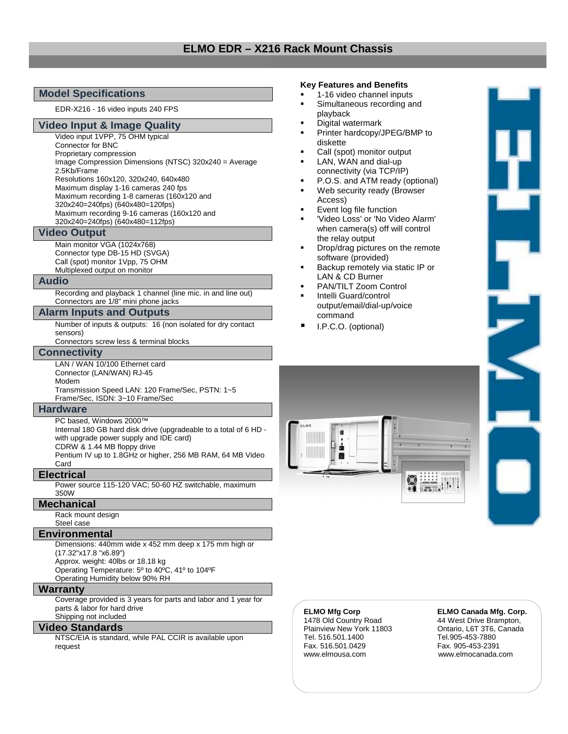# ELMO EDR – X216 Rack Mount Chassis

## Model Specifications

EDR-X216 - 16 video inputs 240 FPS

## Video Input & Image Quality

Video input 1VPP, 75 OHM typical
Connector for BNC
Proprietary compression
Image Compression Dimensions (NTSC) 320x240 = Average 2.5Kb/Frame
Resolutions 160x120, 320x240, 640x480
Maximum display 1-16 cameras 240 fps
Maximum recording 1-8 cameras (160x120 and 320x240=240fps) (640x480=120fps)
Maximum recording 9-16 cameras (160x120 and 320x240=240fps) (640x480=112fps)

## Video Output

Main monitor VGA (1024x768)
Connector type DB-15 HD (SVGA)
Call (spot) monitor 1Vpp, 75 OHM
Multiplexed output on monitor

## Audio

Recording and playback 1 channel (line mic. in and line out)
Connectors are 1/8" mini phone jacks

## Alarm Inputs and Outputs

Number of inputs & outputs: 16 (non isolated for dry contact sensors)
Connectors screw less & terminal blocks

## Connectivity

LAN / WAN 10/100 Ethernet card
Connector (LAN/WAN) RJ-45
Modem
Transmission Speed LAN: 120 Frame/Sec, PSTN: 1~5 Frame/Sec, ISDN: 3~10 Frame/Sec

## Hardware

PC based, Windows 2000™
Internal 180 GB hard disk drive (upgradeable to a total of 6 HD - with upgrade power supply and IDE card)
CDRW & 1.44 MB floppy drive
Pentium IV up to 1.8GHz or higher, 256 MB RAM, 64 MB Video Card

## Electrical

Power source 115-120 VAC; 50-60 HZ switchable, maximum 350W

## Mechanical

Rack mount design
Steel case

## Environmental

Dimensions: 440mm wide x 452 mm deep x 175 mm high or (17.32"x17.8 "x6.89")
Approx. weight: 40lbs or 18.18 kg
Operating Temperature: 5º to 40ºC, 41º to 104ºF
Operating Humidity below 90% RH

## Warranty

Coverage provided is 3 years for parts and labor and 1 year for parts & labor for hard drive
Shipping not included

## Video Standards

NTSC/EIA is standard, while PAL CCIR is available upon request

**Key Features and Benefits**

- 1-16 video channel inputs
- Simultaneous recording and playback
- Digital watermark
- Printer hardcopy/JPEG/BMP to diskette
- Call (spot) monitor output
- LAN, WAN and dial-up connectivity (via TCP/IP)
- P.O.S. and ATM ready (optional)
- Web security ready (Browser Access)
- Event log file function
- 'Video Loss' or 'No Video Alarm' when camera(s) off will control the relay output
- Drop/drag pictures on the remote software (provided)
- Backup remotely via static IP or LAN & CD Burner
- PAN/TILT Zoom Control
- Intelli Guard/control output/email/dial-up/voice command
- I.P.C.O. (optional)

**ELMO Mfg Corp**
1478 Old Country Road
Plainview New York 11803
Tel. 516.501.1400
Fax. 516.501.0429
www.elmousa.com

**ELMO Canada Mfg. Corp.**
44 West Drive Brampton,
Ontario, L6T 3T6, Canada
Tel.905-453-7880
Fax. 905-453-2391
www.elmocanada.com